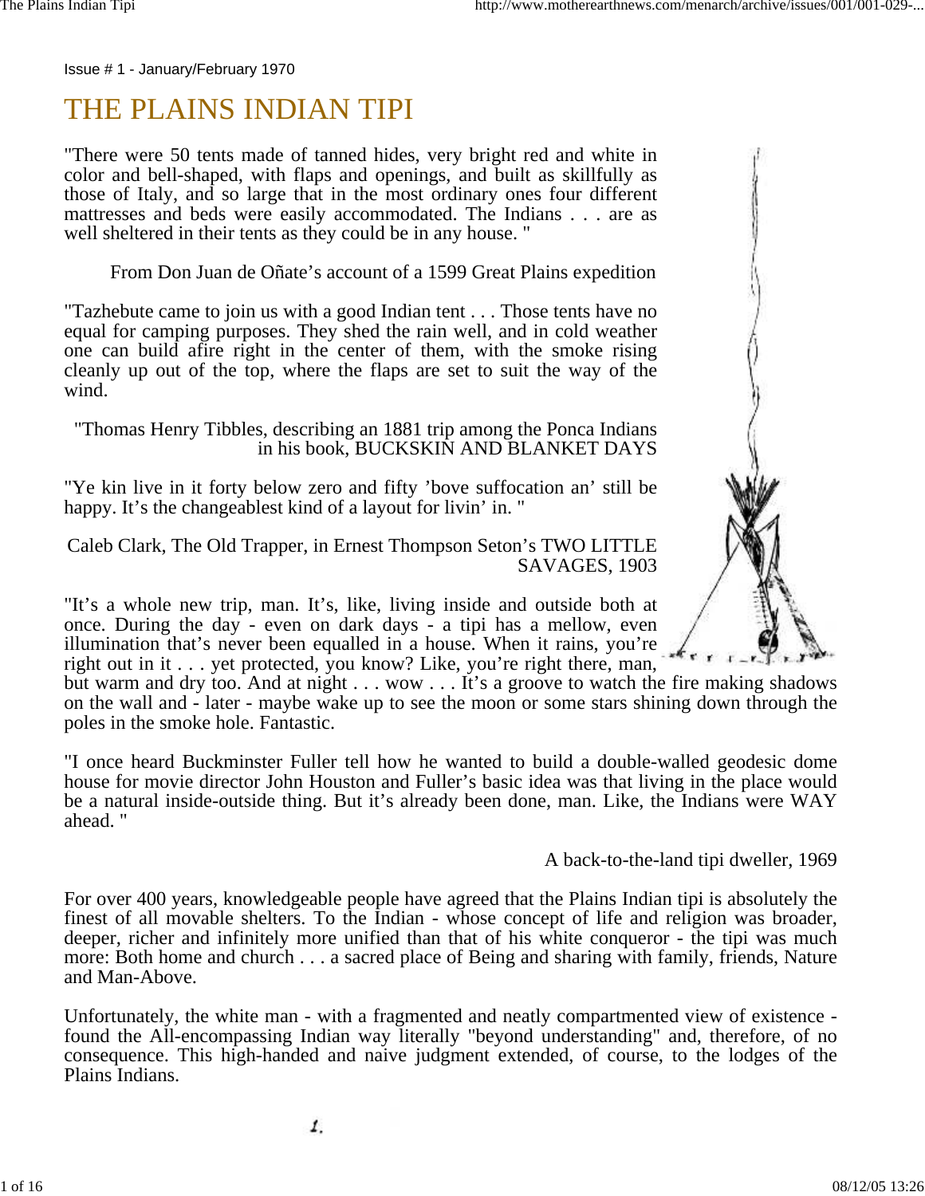Issue # 1 - January/February 1970

# THE PLAINS INDIAN TIPI

"There were 50 tents made of tanned hides, very bright red and white in color and bell-shaped, with flaps and openings, and built as skillfully as those of Italy, and so large that in the most ordinary ones four different mattresses and beds were easily accommodated. The Indians . . . are as well sheltered in their tents as they could be in any house. "

From Don Juan de Oñate's account of a 1599 Great Plains expedition

"Tazhebute came to join us with a good Indian tent . . . Those tents have no equal for camping purposes. They shed the rain well, and in cold weather one can build afire right in the center of them, with the smoke rising cleanly up out of the top, where the flaps are set to suit the way of the wind.

"Thomas Henry Tibbles, describing an 1881 trip among the Ponca Indians in his book, BUCKSKIN AND BLANKET DAYS

"Ye kin live in it forty below zero and fifty 'bove suffocation an' still be happy. It's the changeablest kind of a layout for livin' in. "

Caleb Clark, The Old Trapper, in Ernest Thompson Seton's TWO LITTLE SAVAGES, 1903

"It's a whole new trip, man. It's, like, living inside and outside both at once. During the day - even on dark days - a tipi has a mellow, even illumination that's never been equalled in a house. When it rains, you're right out in it . . . yet protected, you know? Like, you're right there, man, but warm and dry too. And at night . . . wow . . . It's a groove to watch the fire making shadows on the wall and - later - maybe wake up to see the moon or some stars shining down through the poles in the smoke hole. Fantastic.

"I once heard Buckminster Fuller tell how he wanted to build a double-walled geodesic dome house for movie director John Houston and Fuller's basic idea was that living in the place would be a natural inside-outside thing. But it's already been done, man. Like, the Indians were WAY ahead. "

A back-to-the-land tipi dweller, 1969

For over 400 years, knowledgeable people have agreed that the Plains Indian tipi is absolutely the finest of all movable shelters. To the Indian - whose concept of life and religion was broader, deeper, richer and infinitely more unified than that of his white conqueror - the tipi was much more: Both home and church . . . a sacred place of Being and sharing with family, friends, Nature and Man-Above.

Unfortunately, the white man - with a fragmented and neatly compartmented view of existence - found the All-encompassing Indian way literally "beyond understanding" and, therefore, of no consequence. This high-handed and naive judgment extended, of course, to the lodges of the Plains Indians.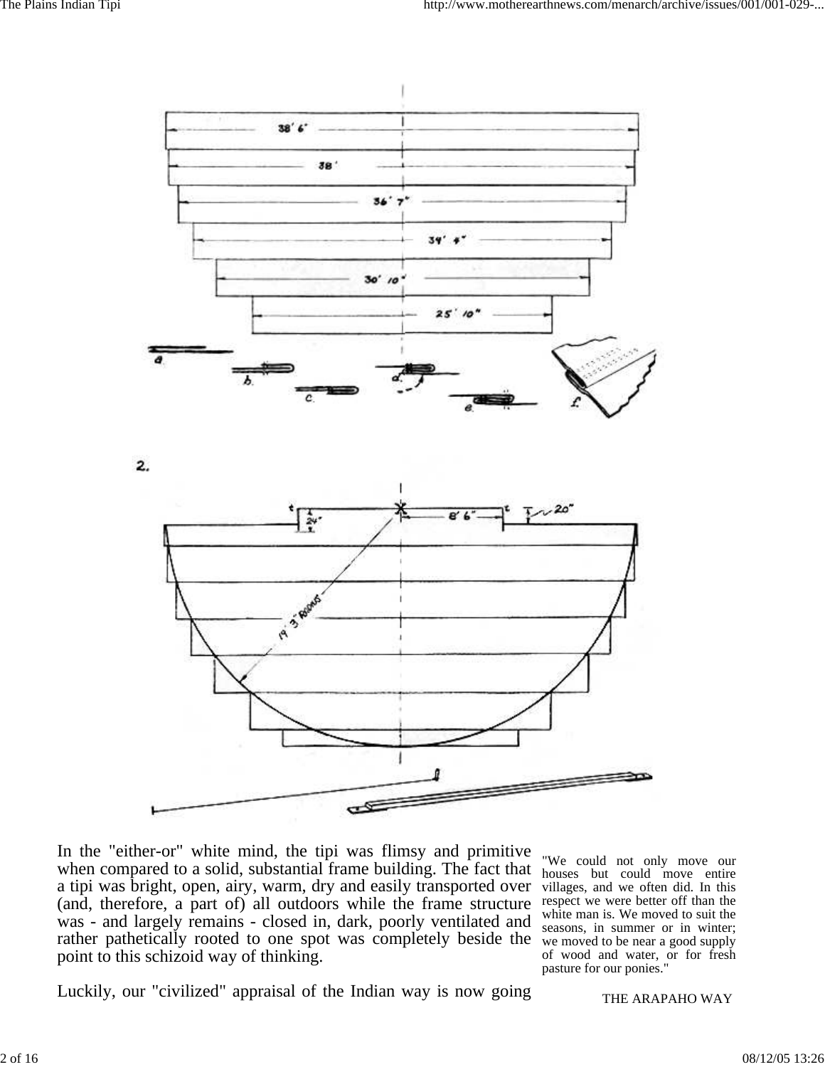In the "either-or" white mind, the tipi was flimsy and primitive when compared to a solid, substantial frame building. The fact that a tipi was bright, open, airy, warm, dry and easily transported over (and, therefore, a part of) all outdoors while the frame structure was - and largely remains - closed in, dark, poorly ventilated and rather pathetically rooted to one spot was completely beside the point to this schizoid way of thinking.

> "We could not only move our houses but could move entire villages, and we often did. In this respect we were better off than the white man is. We moved to suit the seasons, in summer or in winter; we moved to be near a good supply of wood and water, or for fresh pasture for our ponies."
>
> THE ARAPAHO WAY

Luckily, our "civilized" appraisal of the Indian way is now going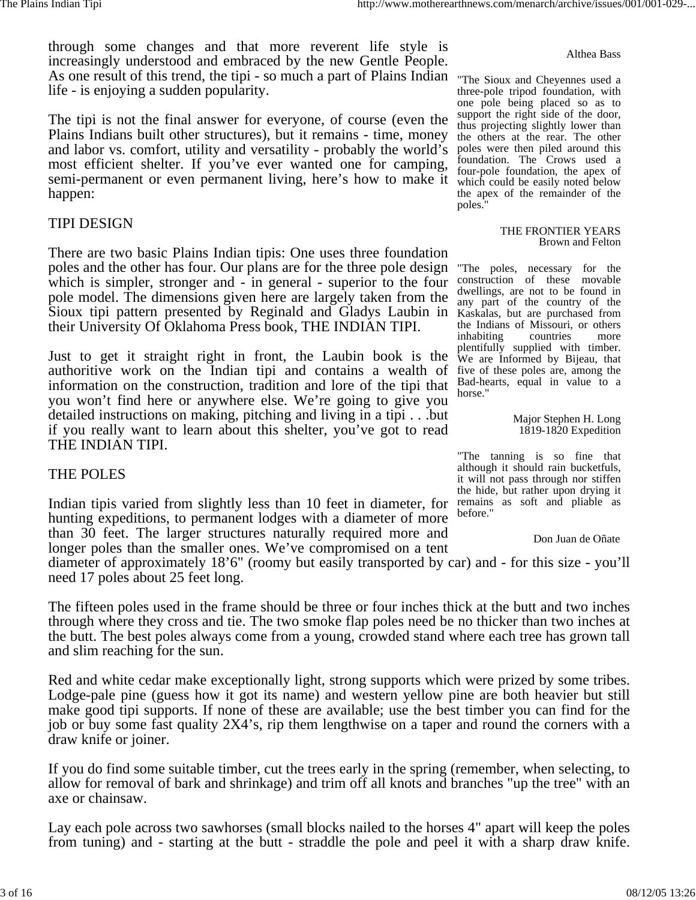through some changes and that more reverent life style is increasingly understood and embraced by the new Gentle People. As one result of this trend, the tipi - so much a part of Plains Indian life - is enjoying a sudden popularity.

The tipi is not the final answer for everyone, of course (even the Plains Indians built other structures), but it remains - time, money and labor vs. comfort, utility and versatility - probably the world's most efficient shelter. If you've ever wanted one for camping, semi-permanent or even permanent living, here's how to make it happen:

Althea Bass

"The Sioux and Cheyennes used a three-pole tripod foundation, with one pole being placed so as to support the right side of the door, thus projecting slightly lower than the others at the rear. The other poles were then piled around this foundation. The Crows used a four-pole foundation, the apex of which could be easily noted below the apex of the remainder of the poles."

THE FRONTIER YEARS
Brown and Felton

"The poles, necessary for the construction of these movable dwellings, are not to be found in any part of the country of the Kaskalas, but are purchased from the Indians of Missouri, or others inhabiting countries more plentifully supplied with timber. We are Informed by Bijeau, that five of these poles are, among the Bad-hearts, equal in value to a horse."

Major Stephen H. Long
1819-1820 Expedition

"The tanning is so fine that although it should rain bucketfuls, it will not pass through nor stiffen the hide, but rather upon drying it remains as soft and pliable as before."

Don Juan de Oñate

## TIPI DESIGN

There are two basic Plains Indian tipis: One uses three foundation poles and the other has four. Our plans are for the three pole design which is simpler, stronger and - in general - superior to the four pole model. The dimensions given here are largely taken from the Sioux tipi pattern presented by Reginald and Gladys Laubin in their University Of Oklahoma Press book, THE INDIAN TIPI.

Just to get it straight right in front, the Laubin book is the authoritive work on the Indian tipi and contains a wealth of information on the construction, tradition and lore of the tipi that you won't find here or anywhere else. We're going to give you detailed instructions on making, pitching and living in a tipi . . .but if you really want to learn about this shelter, you've got to read THE INDIAN TIPI.

## THE POLES

Indian tipis varied from slightly less than 10 feet in diameter, for hunting expeditions, to permanent lodges with a diameter of more than 30 feet. The larger structures naturally required more and longer poles than the smaller ones. We've compromised on a tent diameter of approximately 18'6" (roomy but easily transported by car) and - for this size - you'll need 17 poles about 25 feet long.

The fifteen poles used in the frame should be three or four inches thick at the butt and two inches through where they cross and tie. The two smoke flap poles need be no thicker than two inches at the butt. The best poles always come from a young, crowded stand where each tree has grown tall and slim reaching for the sun.

Red and white cedar make exceptionally light, strong supports which were prized by some tribes. Lodge-pale pine (guess how it got its name) and western yellow pine are both heavier but still make good tipi supports. If none of these are available; use the best timber you can find for the job or buy some fast quality 2X4's, rip them lengthwise on a taper and round the corners with a draw knife or joiner.

If you do find some suitable timber, cut the trees early in the spring (remember, when selecting, to allow for removal of bark and shrinkage) and trim off all knots and branches "up the tree" with an axe or chainsaw.

Lay each pole across two sawhorses (small blocks nailed to the horses 4" apart will keep the poles from tuning) and - starting at the butt - straddle the pole and peel it with a sharp draw knife.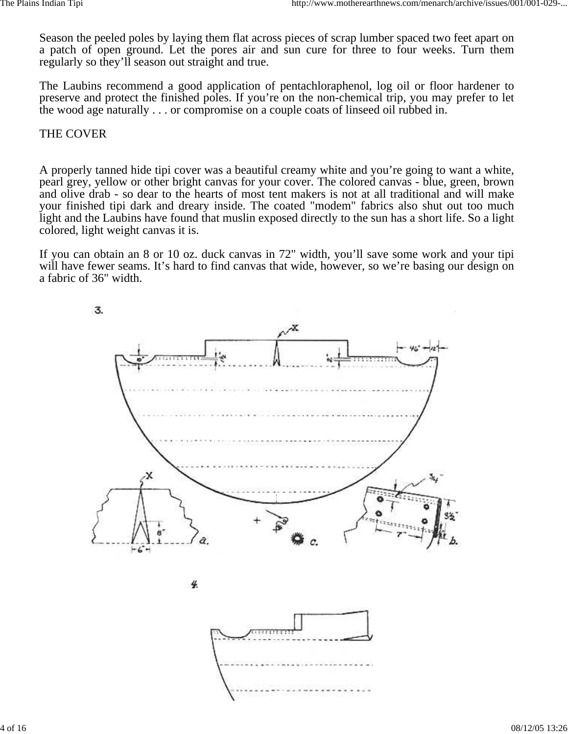Season the peeled poles by laying them flat across pieces of scrap lumber spaced two feet apart on a patch of open ground. Let the pores air and sun cure for three to four weeks. Turn them regularly so they'll season out straight and true.

The Laubins recommend a good application of pentachloraphenol, log oil or floor hardener to preserve and protect the finished poles. If you're on the non-chemical trip, you may prefer to let the wood age naturally . . . or compromise on a couple coats of linseed oil rubbed in.

## THE COVER

A properly tanned hide tipi cover was a beautiful creamy white and you're going to want a white, pearl grey, yellow or other bright canvas for your cover. The colored canvas - blue, green, brown and olive drab - so dear to the hearts of most tent makers is not at all traditional and will make your finished tipi dark and dreary inside. The coated "modem" fabrics also shut out too much light and the Laubins have found that muslin exposed directly to the sun has a short life. So a light colored, light weight canvas it is.

If you can obtain an 8 or 10 oz. duck canvas in 72" width, you'll save some work and your tipi will have fewer seams. It's hard to find canvas that wide, however, so we're basing our design on a fabric of 36" width.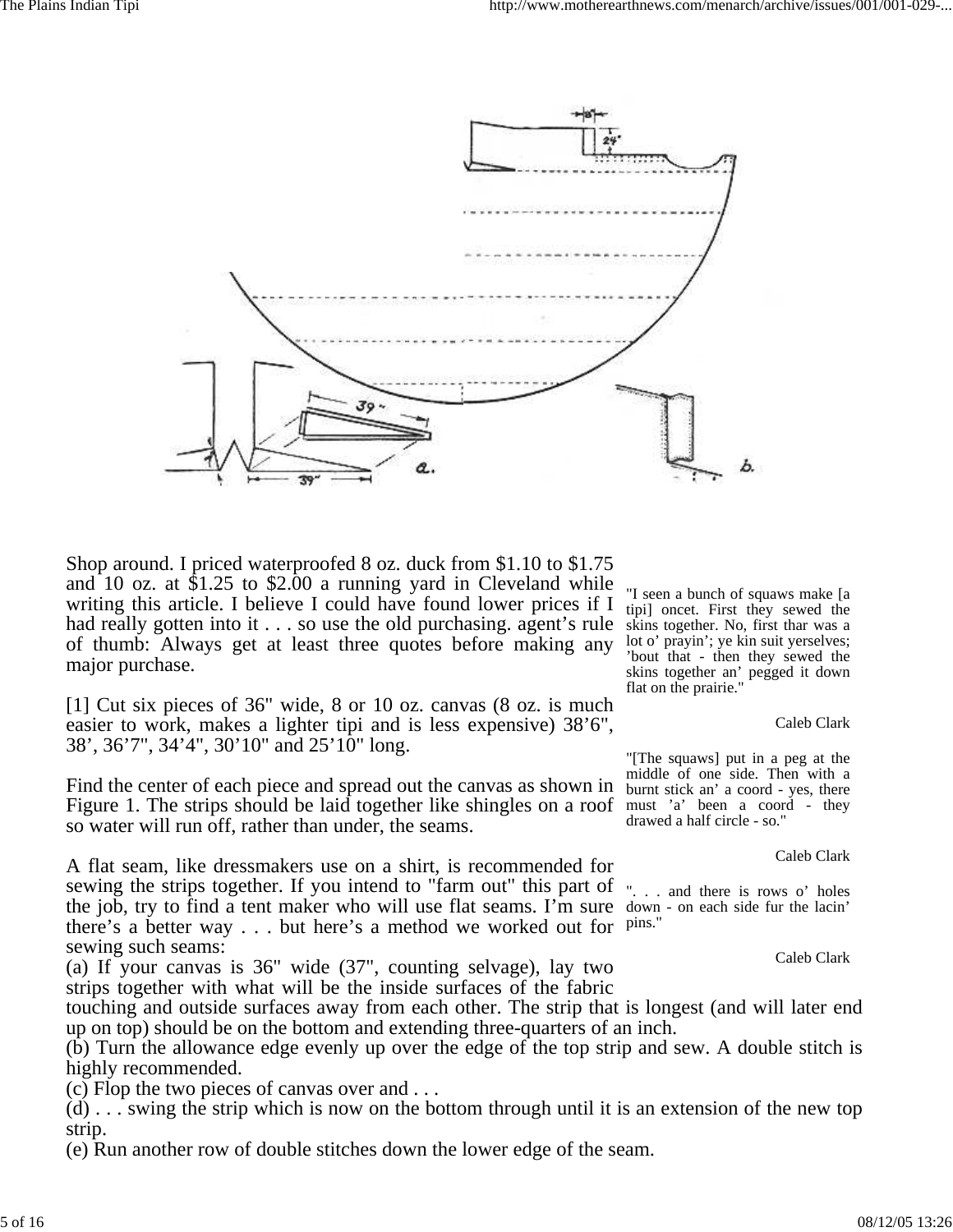Shop around. I priced waterproofed 8 oz. duck from $1.10 to $1.75 and 10 oz. at $1.25 to $2.00 a running yard in Cleveland while writing this article. I believe I could have found lower prices if I had really gotten into it . . . so use the old purchasing. agent's rule of thumb: Always get at least three quotes before making any major purchase.

[1] Cut six pieces of 36" wide, 8 or 10 oz. canvas (8 oz. is much easier to work, makes a lighter tipi and is less expensive) 38'6", 38', 36'7", 34'4", 30'10" and 25'10" long.

Find the center of each piece and spread out the canvas as shown in Figure 1. The strips should be laid together like shingles on a roof so water will run off, rather than under, the seams.

A flat seam, like dressmakers use on a shirt, is recommended for sewing the strips together. If you intend to "farm out" this part of the job, try to find a tent maker who will use flat seams. I'm sure there's a better way . . . but here's a method we worked out for sewing such seams:

(a) If your canvas is 36" wide (37", counting selvage), lay two strips together with what will be the inside surfaces of the fabric touching and outside surfaces away from each other. The strip that is longest (and will later end up on top) should be on the bottom and extending three-quarters of an inch.

(b) Turn the allowance edge evenly up over the edge of the top strip and sew. A double stitch is highly recommended.

(c) Flop the two pieces of canvas over and . . .

(d) . . . swing the strip which is now on the bottom through until it is an extension of the new top strip.

(e) Run another row of double stitches down the lower edge of the seam.

"I seen a bunch of squaws make [a tipi] oncet. First they sewed the skins together. No, first thar was a lot o' prayin'; ye kin suit yerselves; 'bout that - then they sewed the skins together an' pegged it down flat on the prairie."

Caleb Clark

"[The squaws] put in a peg at the middle of one side. Then with a burnt stick an' a coord - yes, there must 'a' been a coord - they drawed a half circle - so."

Caleb Clark

". . . and there is rows o' holes down - on each side fur the lacin' pins."

Caleb Clark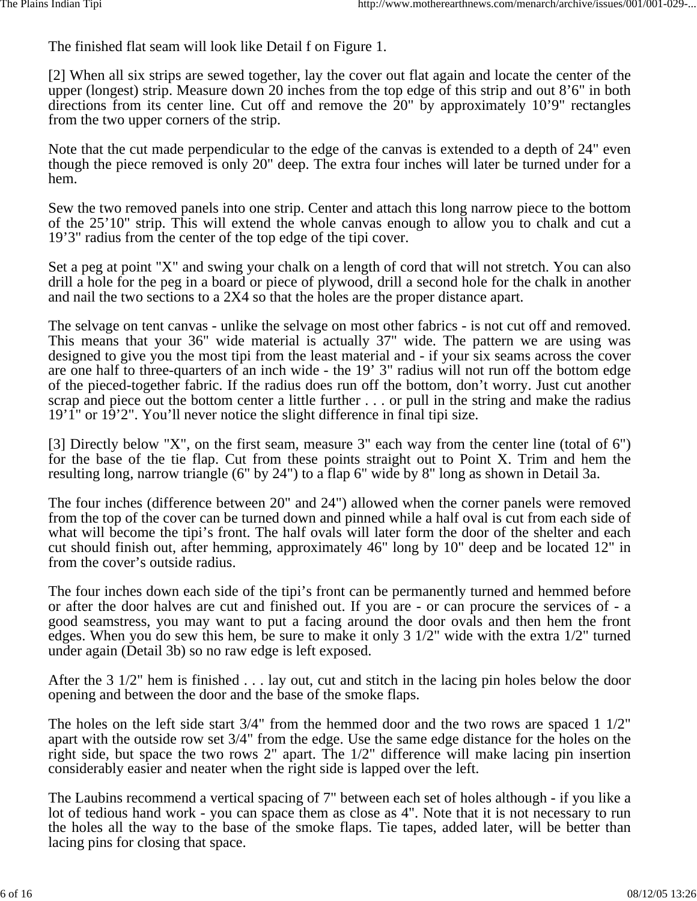The finished flat seam will look like Detail f on Figure 1.

[2] When all six strips are sewed together, lay the cover out flat again and locate the center of the upper (longest) strip. Measure down 20 inches from the top edge of this strip and out 8’6" in both directions from its center line. Cut off and remove the 20" by approximately 10’9" rectangles from the two upper corners of the strip.

Note that the cut made perpendicular to the edge of the canvas is extended to a depth of 24" even though the piece removed is only 20" deep. The extra four inches will later be turned under for a hem.

Sew the two removed panels into one strip. Center and attach this long narrow piece to the bottom of the 25’10" strip. This will extend the whole canvas enough to allow you to chalk and cut a 19’3" radius from the center of the top edge of the tipi cover.

Set a peg at point "X" and swing your chalk on a length of cord that will not stretch. You can also drill a hole for the peg in a board or piece of plywood, drill a second hole for the chalk in another and nail the two sections to a 2X4 so that the holes are the proper distance apart.

The selvage on tent canvas - unlike the selvage on most other fabrics - is not cut off and removed. This means that your 36" wide material is actually 37" wide. The pattern we are using was designed to give you the most tipi from the least material and - if your six seams across the cover are one half to three-quarters of an inch wide - the 19’ 3" radius will not run off the bottom edge of the pieced-together fabric. If the radius does run off the bottom, don’t worry. Just cut another scrap and piece out the bottom center a little further . . . or pull in the string and make the radius 19’1" or 19’2". You’ll never notice the slight difference in final tipi size.

[3] Directly below "X", on the first seam, measure 3" each way from the center line (total of 6") for the base of the tie flap. Cut from these points straight out to Point X. Trim and hem the resulting long, narrow triangle (6" by 24") to a flap 6" wide by 8" long as shown in Detail 3a.

The four inches (difference between 20" and 24") allowed when the corner panels were removed from the top of the cover can be turned down and pinned while a half oval is cut from each side of what will become the tipi’s front. The half ovals will later form the door of the shelter and each cut should finish out, after hemming, approximately 46" long by 10" deep and be located 12" in from the cover’s outside radius.

The four inches down each side of the tipi’s front can be permanently turned and hemmed before or after the door halves are cut and finished out. If you are - or can procure the services of - a good seamstress, you may want to put a facing around the door ovals and then hem the front edges. When you do sew this hem, be sure to make it only 3 1/2" wide with the extra 1/2" turned under again (Detail 3b) so no raw edge is left exposed.

After the 3 1/2" hem is finished . . . lay out, cut and stitch in the lacing pin holes below the door opening and between the door and the base of the smoke flaps.

The holes on the left side start 3/4" from the hemmed door and the two rows are spaced 1 1/2" apart with the outside row set 3/4" from the edge. Use the same edge distance for the holes on the right side, but space the two rows 2" apart. The 1/2" difference will make lacing pin insertion considerably easier and neater when the right side is lapped over the left.

The Laubins recommend a vertical spacing of 7" between each set of holes although - if you like a lot of tedious hand work - you can space them as close as 4". Note that it is not necessary to run the holes all the way to the base of the smoke flaps. Tie tapes, added later, will be better than lacing pins for closing that space.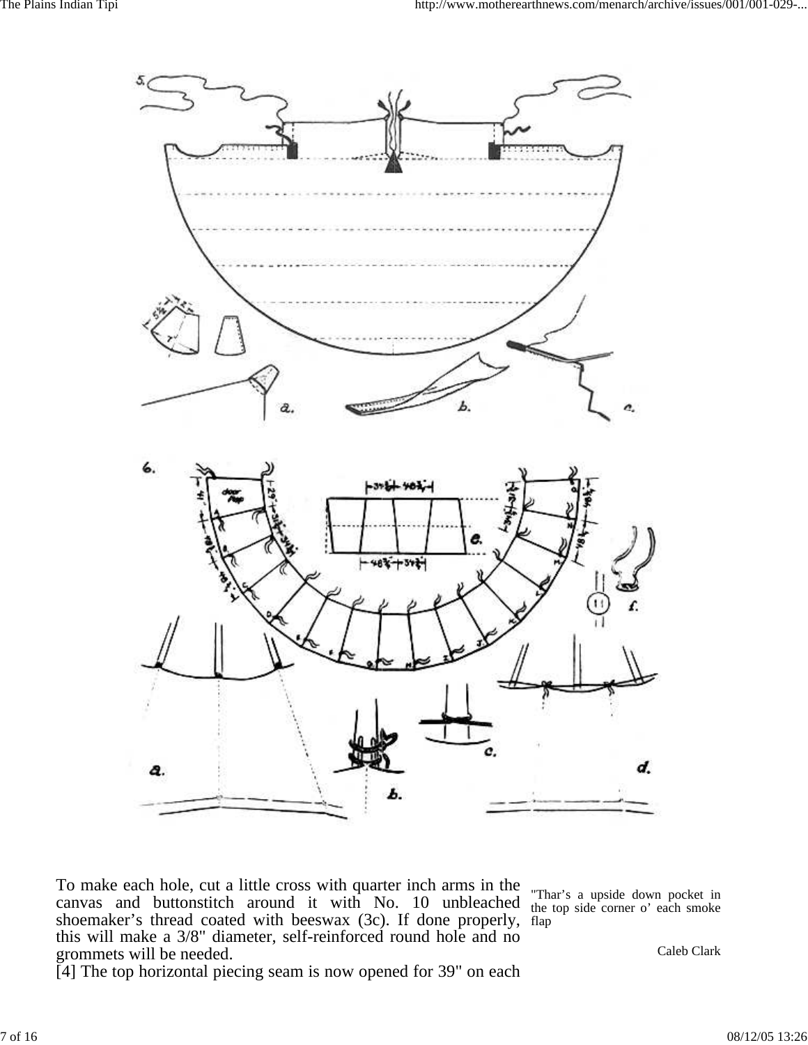To make each hole, cut a little cross with quarter inch arms in the canvas and buttonstitch around it with No. 10 unbleached shoemaker's thread coated with beeswax (3c). If done properly, this will make a 3/8" diameter, self-reinforced round hole and no grommets will be needed.

[4] The top horizontal piecing seam is now opened for 39" on each

"Thar's a upside down pocket in the top side corner o' each smoke flap

Caleb Clark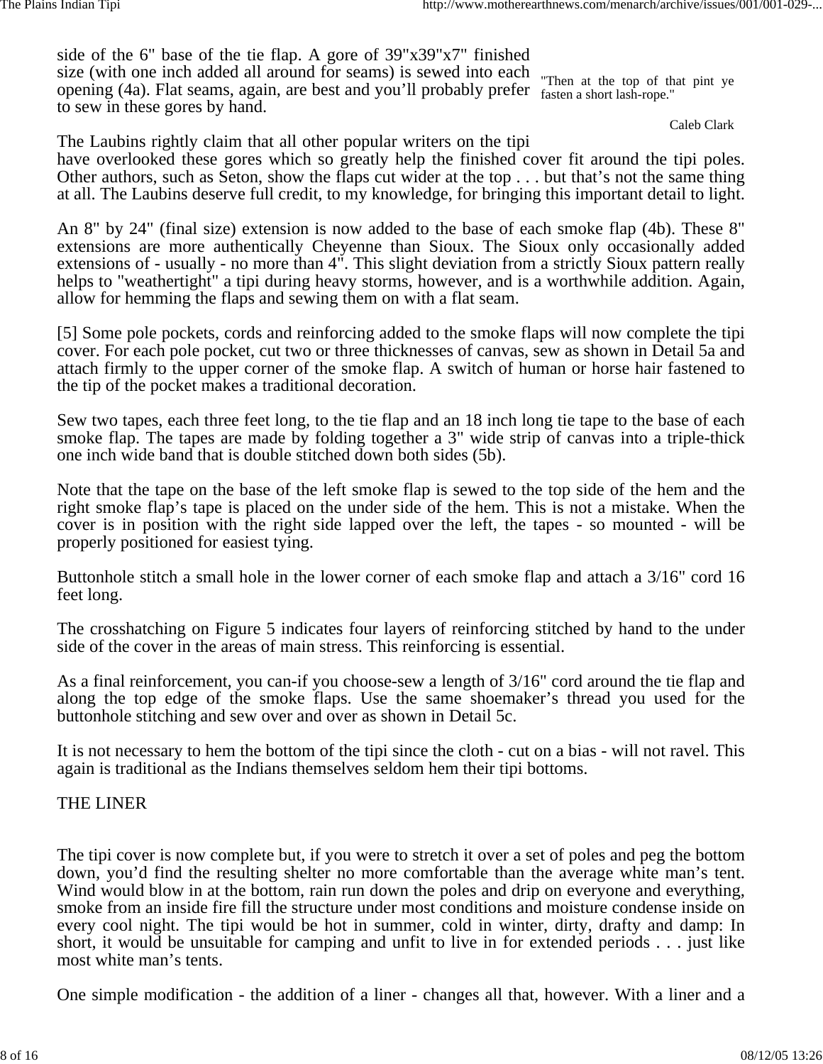side of the 6" base of the tie flap. A gore of 39"x39"x7" finished size (with one inch added all around for seams) is sewed into each opening (4a). Flat seams, again, are best and you'll probably prefer to sew in these gores by hand.

"Then at the top of that pint ye fasten a short lash-rope."

Caleb Clark

The Laubins rightly claim that all other popular writers on the tipi have overlooked these gores which so greatly help the finished cover fit around the tipi poles. Other authors, such as Seton, show the flaps cut wider at the top . . . but that's not the same thing at all. The Laubins deserve full credit, to my knowledge, for bringing this important detail to light.

An 8" by 24" (final size) extension is now added to the base of each smoke flap (4b). These 8" extensions are more authentically Cheyenne than Sioux. The Sioux only occasionally added extensions of - usually - no more than 4". This slight deviation from a strictly Sioux pattern really helps to "weathertight" a tipi during heavy storms, however, and is a worthwhile addition. Again, allow for hemming the flaps and sewing them on with a flat seam.

[5] Some pole pockets, cords and reinforcing added to the smoke flaps will now complete the tipi cover. For each pole pocket, cut two or three thicknesses of canvas, sew as shown in Detail 5a and attach firmly to the upper corner of the smoke flap. A switch of human or horse hair fastened to the tip of the pocket makes a traditional decoration.

Sew two tapes, each three feet long, to the tie flap and an 18 inch long tie tape to the base of each smoke flap. The tapes are made by folding together a 3" wide strip of canvas into a triple-thick one inch wide band that is double stitched down both sides (5b).

Note that the tape on the base of the left smoke flap is sewed to the top side of the hem and the right smoke flap's tape is placed on the under side of the hem. This is not a mistake. When the cover is in position with the right side lapped over the left, the tapes - so mounted - will be properly positioned for easiest tying.

Buttonhole stitch a small hole in the lower corner of each smoke flap and attach a 3/16" cord 16 feet long.

The crosshatching on Figure 5 indicates four layers of reinforcing stitched by hand to the under side of the cover in the areas of main stress. This reinforcing is essential.

As a final reinforcement, you can-if you choose-sew a length of 3/16" cord around the tie flap and along the top edge of the smoke flaps. Use the same shoemaker's thread you used for the buttonhole stitching and sew over and over as shown in Detail 5c.

It is not necessary to hem the bottom of the tipi since the cloth - cut on a bias - will not ravel. This again is traditional as the Indians themselves seldom hem their tipi bottoms.

## THE LINER

The tipi cover is now complete but, if you were to stretch it over a set of poles and peg the bottom down, you'd find the resulting shelter no more comfortable than the average white man's tent. Wind would blow in at the bottom, rain run down the poles and drip on everyone and everything, smoke from an inside fire fill the structure under most conditions and moisture condense inside on every cool night. The tipi would be hot in summer, cold in winter, dirty, drafty and damp: In short, it would be unsuitable for camping and unfit to live in for extended periods . . . just like most white man's tents.

One simple modification - the addition of a liner - changes all that, however. With a liner and a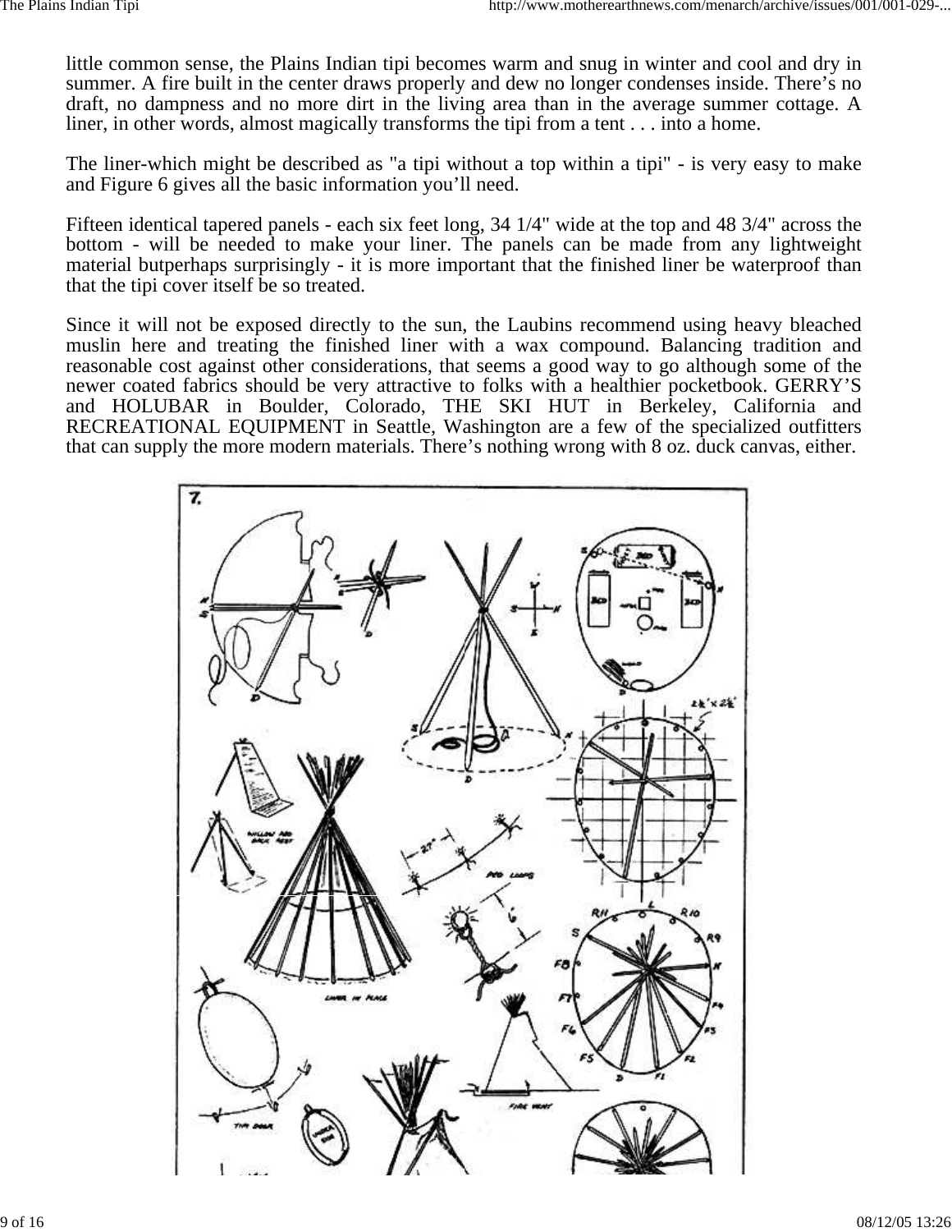little common sense, the Plains Indian tipi becomes warm and snug in winter and cool and dry in summer. A fire built in the center draws properly and dew no longer condenses inside. There's no draft, no dampness and no more dirt in the living area than in the average summer cottage. A liner, in other words, almost magically transforms the tipi from a tent . . . into a home.

The liner-which might be described as "a tipi without a top within a tipi" - is very easy to make and Figure 6 gives all the basic information you'll need.

Fifteen identical tapered panels - each six feet long, 34 1/4" wide at the top and 48 3/4" across the bottom - will be needed to make your liner. The panels can be made from any lightweight material butperhaps surprisingly - it is more important that the finished liner be waterproof than that the tipi cover itself be so treated.

Since it will not be exposed directly to the sun, the Laubins recommend using heavy bleached muslin here and treating the finished liner with a wax compound. Balancing tradition and reasonable cost against other considerations, that seems a good way to go although some of the newer coated fabrics should be very attractive to folks with a healthier pocketbook. GERRY'S and HOLUBAR in Boulder, Colorado, THE SKI HUT in Berkeley, California and RECREATIONAL EQUIPMENT in Seattle, Washington are a few of the specialized outfitters that can supply the more modern materials. There's nothing wrong with 8 oz. duck canvas, either.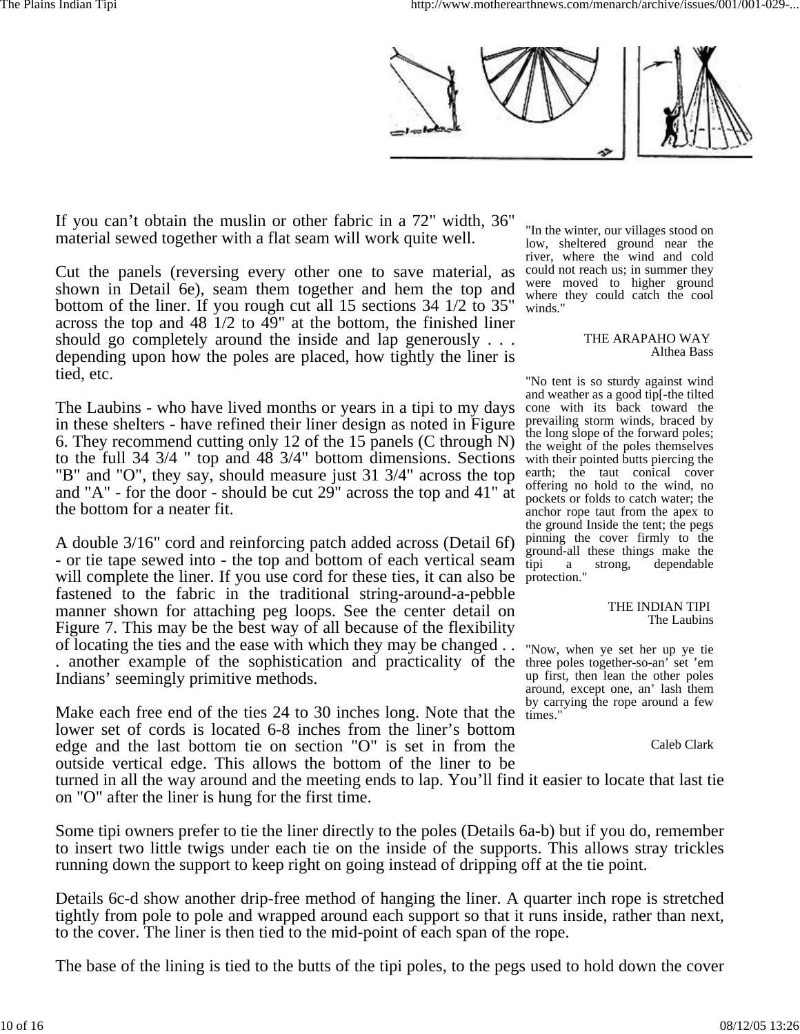If you can’t obtain the muslin or other fabric in a 72" width, 36" material sewed together with a flat seam will work quite well.

Cut the panels (reversing every other one to save material, as shown in Detail 6e), seam them together and hem the top and bottom of the liner. If you rough cut all 15 sections 34 1/2 to 35" across the top and 48 1/2 to 49" at the bottom, the finished liner should go completely around the inside and lap generously . . . depending upon how the poles are placed, how tightly the liner is tied, etc.

The Laubins - who have lived months or years in a tipi to my days in these shelters - have refined their liner design as noted in Figure 6. They recommend cutting only 12 of the 15 panels (C through N) to the full 34 3/4 " top and 48 3/4" bottom dimensions. Sections "B" and "O", they say, should measure just 31 3/4" across the top and "A" - for the door - should be cut 29" across the top and 41" at the bottom for a neater fit.

A double 3/16" cord and reinforcing patch added across (Detail 6f) - or tie tape sewed into - the top and bottom of each vertical seam will complete the liner. If you use cord for these ties, it can also be fastened to the fabric in the traditional string-around-a-pebble manner shown for attaching peg loops. See the center detail on Figure 7. This may be the best way of all because of the flexibility of locating the ties and the ease with which they may be changed . . . another example of the sophistication and practicality of the Indians’ seemingly primitive methods.

Make each free end of the ties 24 to 30 inches long. Note that the lower set of cords is located 6-8 inches from the liner’s bottom edge and the last bottom tie on section "O" is set in from the outside vertical edge. This allows the bottom of the liner to be turned in all the way around and the meeting ends to lap. You’ll find it easier to locate that last tie on "O" after the liner is hung for the first time.

Some tipi owners prefer to tie the liner directly to the poles (Details 6a-b) but if you do, remember to insert two little twigs under each tie on the inside of the supports. This allows stray trickles running down the support to keep right on going instead of dripping off at the tie point.

Details 6c-d show another drip-free method of hanging the liner. A quarter inch rope is stretched tightly from pole to pole and wrapped around each support so that it runs inside, rather than next, to the cover. The liner is then tied to the mid-point of each span of the rope.

The base of the lining is tied to the butts of the tipi poles, to the pegs used to hold down the cover

> "In the winter, our villages stood on low, sheltered ground near the river, where the wind and cold could not reach us; in summer they were moved to higher ground where they could catch the cool winds."
>
> THE ARAPAHO WAY
> Althea Bass

> "No tent is so sturdy against wind and weather as a good tip[-the tilted cone with its back toward the prevailing storm winds, braced by the long slope of the forward poles; the weight of the poles themselves with their pointed butts piercing the earth; the taut conical cover offering no hold to the wind, no pockets or folds to catch water; the anchor rope taut from the apex to the ground Inside the tent; the pegs pinning the cover firmly to the ground-all these things make the tipi a strong, dependable protection."
>
> THE INDIAN TIPI
> The Laubins

> "Now, when ye set her up ye tie three poles together-so-an’ set ’em up first, then lean the other poles around, except one, an’ lash them by carrying the rope around a few times."
>
> Caleb Clark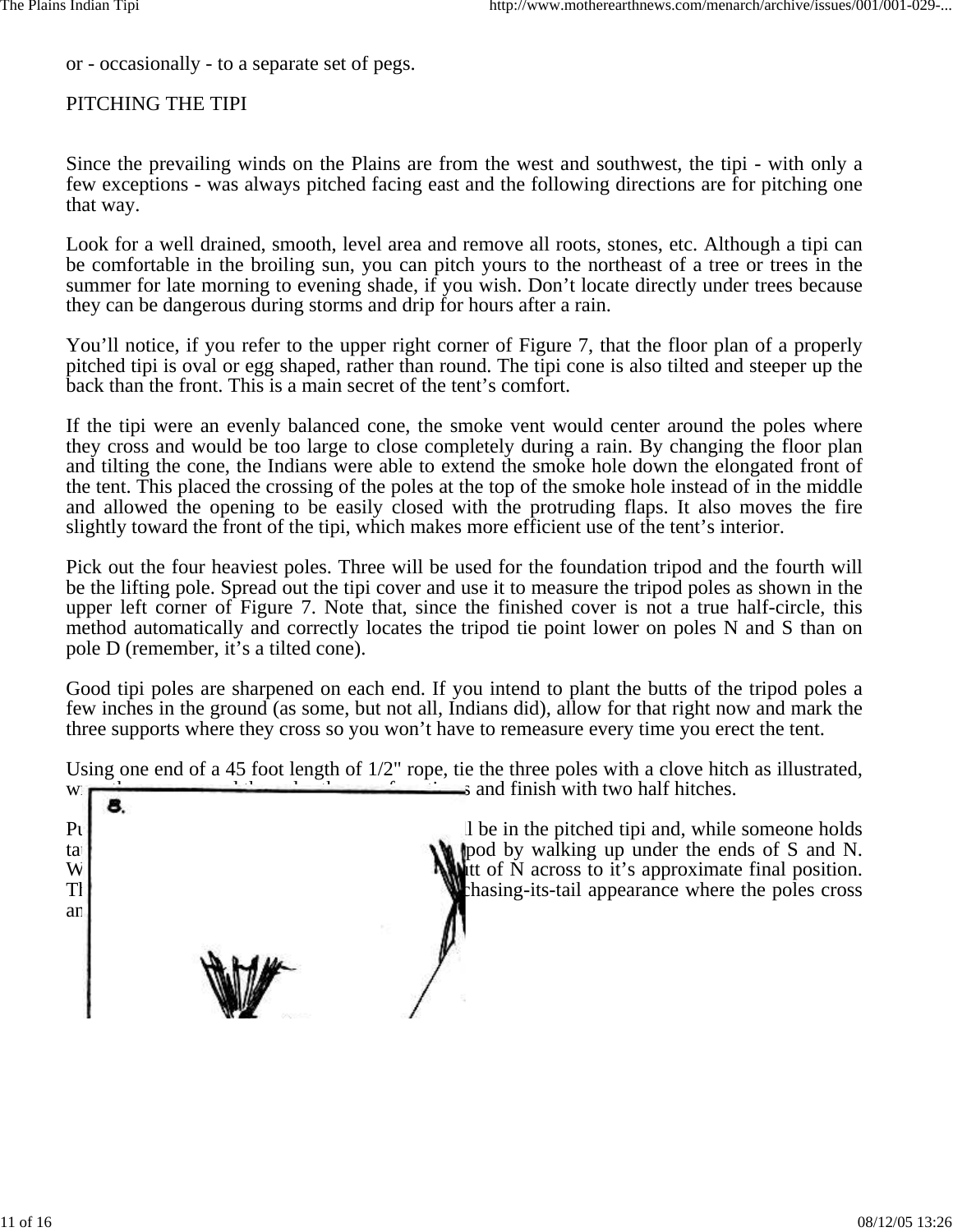or - occasionally - to a separate set of pegs.

## PITCHING THE TIPI

Since the prevailing winds on the Plains are from the west and southwest, the tipi - with only a few exceptions - was always pitched facing east and the following directions are for pitching one that way.

Look for a well drained, smooth, level area and remove all roots, stones, etc. Although a tipi can be comfortable in the broiling sun, you can pitch yours to the northeast of a tree or trees in the summer for late morning to evening shade, if you wish. Don't locate directly under trees because they can be dangerous during storms and drip for hours after a rain.

You'll notice, if you refer to the upper right corner of Figure 7, that the floor plan of a properly pitched tipi is oval or egg shaped, rather than round. The tipi cone is also tilted and steeper up the back than the front. This is a main secret of the tent's comfort.

If the tipi were an evenly balanced cone, the smoke vent would center around the poles where they cross and would be too large to close completely during a rain. By changing the floor plan and tilting the cone, the Indians were able to extend the smoke hole down the elongated front of the tent. This placed the crossing of the poles at the top of the smoke hole instead of in the middle and allowed the opening to be easily closed with the protruding flaps. It also moves the fire slightly toward the front of the tipi, which makes more efficient use of the tent's interior.

Pick out the four heaviest poles. Three will be used for the foundation tripod and the fourth will be the lifting pole. Spread out the tipi cover and use it to measure the tripod poles as shown in the upper left corner of Figure 7. Note that, since the finished cover is not a true half-circle, this method automatically and correctly locates the tripod tie point lower on poles N and S than on pole D (remember, it's a tilted cone).

Good tipi poles are sharpened on each end. If you intend to plant the butts of the tripod poles a few inches in the ground (as some, but not all, Indians did), allow for that right now and mark the three supports where they cross so you won't have to remeasure every time you erect the tent.

Using one end of a 45 foot length of 1/2" rope, tie the three poles with a clove hitch as illustrated, w... s and finish with two half hitches.

Pu... l be in the pitched tipi and, while someone holds ta... pod by walking up under the ends of S and N. W... tt of N across to it's approximate final position. Th... chasing-its-tail appearance where the poles cross an...

8.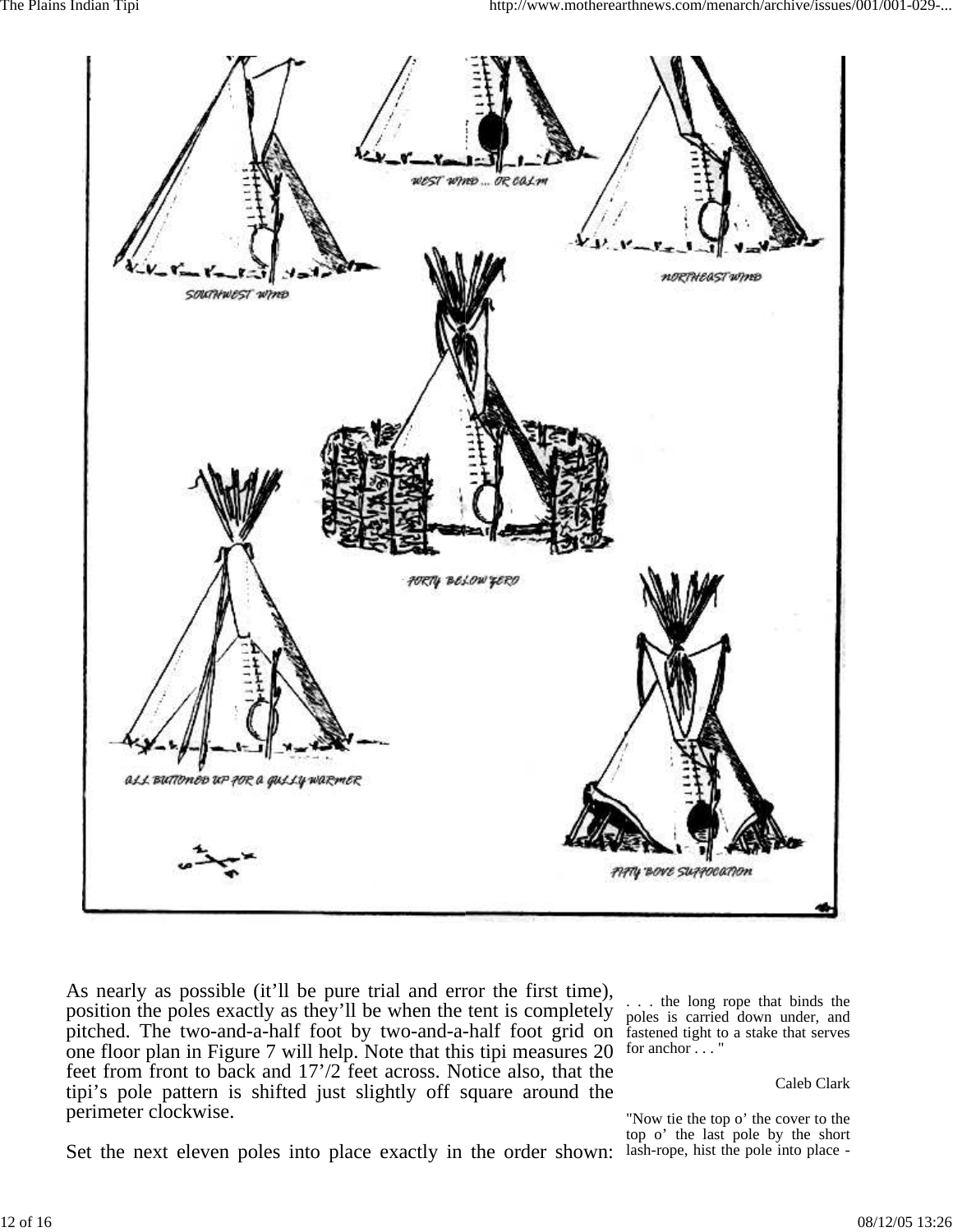SOUTHWEST WIND

WEST WIND ... OR CALM

NORTHEAST WIND

FORTY BELOW ZERO

ALL BUTTONED UP FOR A GULLY WARMER

FIFTY 'BOVE SUFFOCATION

As nearly as possible (it'll be pure trial and error the first time), position the poles exactly as they'll be when the tent is completely pitched. The two-and-a-half foot by two-and-a-half foot grid on one floor plan in Figure 7 will help. Note that this tipi measures 20 feet from front to back and 17'/2 feet across. Notice also, that the tipi's pole pattern is shifted just slightly off square around the perimeter clockwise.

Set the next eleven poles into place exactly in the order shown:

. . . the long rope that binds the poles is carried down under, and fastened tight to a stake that serves for anchor . . . "

Caleb Clark

"Now tie the top o' the cover to the top o' the last pole by the short lash-rope, hist the pole into place -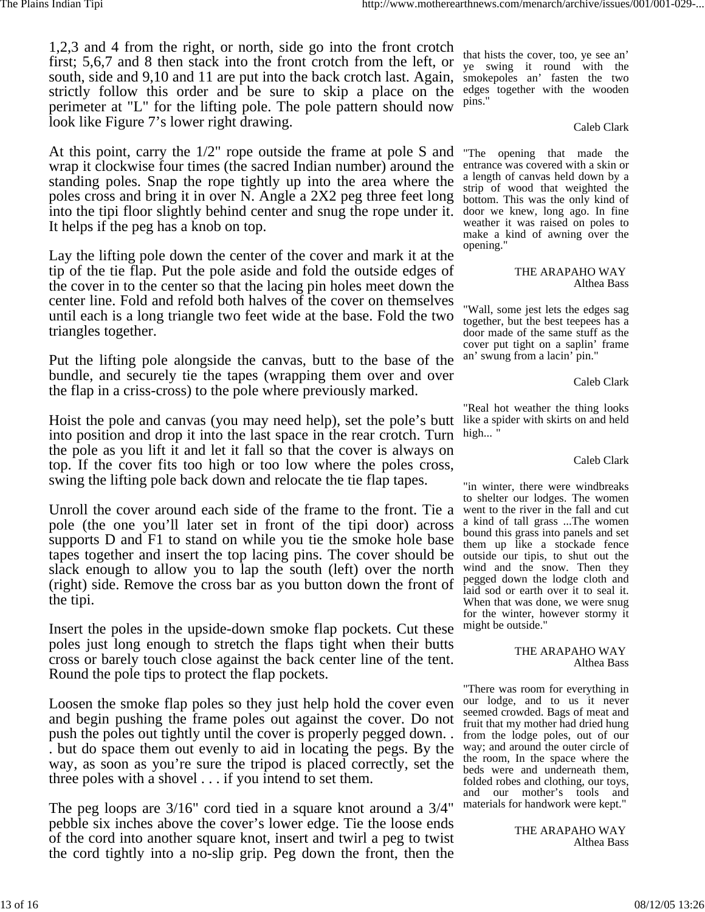1,2,3 and 4 from the right, or north, side go into the front crotch first; 5,6,7 and 8 then stack into the front crotch from the left, or south, side and 9,10 and 11 are put into the back crotch last. Again, strictly follow this order and be sure to skip a place on the perimeter at "L" for the lifting pole. The pole pattern should now look like Figure 7's lower right drawing.

At this point, carry the 1/2" rope outside the frame at pole S and wrap it clockwise four times (the sacred Indian number) around the standing poles. Snap the rope tightly up into the area where the poles cross and bring it in over N. Angle a 2X2 peg three feet long into the tipi floor slightly behind center and snug the rope under it. It helps if the peg has a knob on top.

Lay the lifting pole down the center of the cover and mark it at the tip of the tie flap. Put the pole aside and fold the outside edges of the cover in to the center so that the lacing pin holes meet down the center line. Fold and refold both halves of the cover on themselves until each is a long triangle two feet wide at the base. Fold the two triangles together.

Put the lifting pole alongside the canvas, butt to the base of the bundle, and securely tie the tapes (wrapping them over and over the flap in a criss-cross) to the pole where previously marked.

Hoist the pole and canvas (you may need help), set the pole's butt into position and drop it into the last space in the rear crotch. Turn the pole as you lift it and let it fall so that the cover is always on top. If the cover fits too high or too low where the poles cross, swing the lifting pole back down and relocate the tie flap tapes.

Unroll the cover around each side of the frame to the front. Tie a pole (the one you'll later set in front of the tipi door) across supports D and F1 to stand on while you tie the smoke hole base tapes together and insert the top lacing pins. The cover should be slack enough to allow you to lap the south (left) over the north (right) side. Remove the cross bar as you button down the front of the tipi.

Insert the poles in the upside-down smoke flap pockets. Cut these poles just long enough to stretch the flaps tight when their butts cross or barely touch close against the back center line of the tent. Round the pole tips to protect the flap pockets.

Loosen the smoke flap poles so they just help hold the cover even and begin pushing the frame poles out against the cover. Do not push the poles out tightly until the cover is properly pegged down. . . but do space them out evenly to aid in locating the pegs. By the way, as soon as you're sure the tripod is placed correctly, set the three poles with a shovel . . . if you intend to set them.

The peg loops are 3/16" cord tied in a square knot around a 3/4" pebble six inches above the cover's lower edge. Tie the loose ends of the cord into another square knot, insert and twirl a peg to twist the cord tightly into a no-slip grip. Peg down the front, then the

that hists the cover, too, ye see an' ye swing it round with the smokepoles an' fasten the two edges together with the wooden pins."

Caleb Clark

"The opening that made the entrance was covered with a skin or a length of canvas held down by a strip of wood that weighted the bottom. This was the only kind of door we knew, long ago. In fine weather it was raised on poles to make a kind of awning over the opening."

THE ARAPAHO WAY
Althea Bass

"Wall, some jest lets the edges sag together, but the best teepees has a door made of the same stuff as the cover put tight on a saplin' frame an' swung from a lacin' pin."

Caleb Clark

"Real hot weather the thing looks like a spider with skirts on and held high... "

Caleb Clark

"in winter, there were windbreaks to shelter our lodges. The women went to the river in the fall and cut a kind of tall grass ...The women bound this grass into panels and set them up like a stockade fence outside our tipis, to shut out the wind and the snow. Then they pegged down the lodge cloth and laid sod or earth over it to seal it. When that was done, we were snug for the winter, however stormy it might be outside."

THE ARAPAHO WAY
Althea Bass

"There was room for everything in our lodge, and to us it never seemed crowded. Bags of meat and fruit that my mother had dried hung from the lodge poles, out of our way; and around the outer circle of the room, In the space where the beds were and underneath them, folded robes and clothing, our toys, and our mother's tools and materials for handwork were kept."

THE ARAPAHO WAY
Althea Bass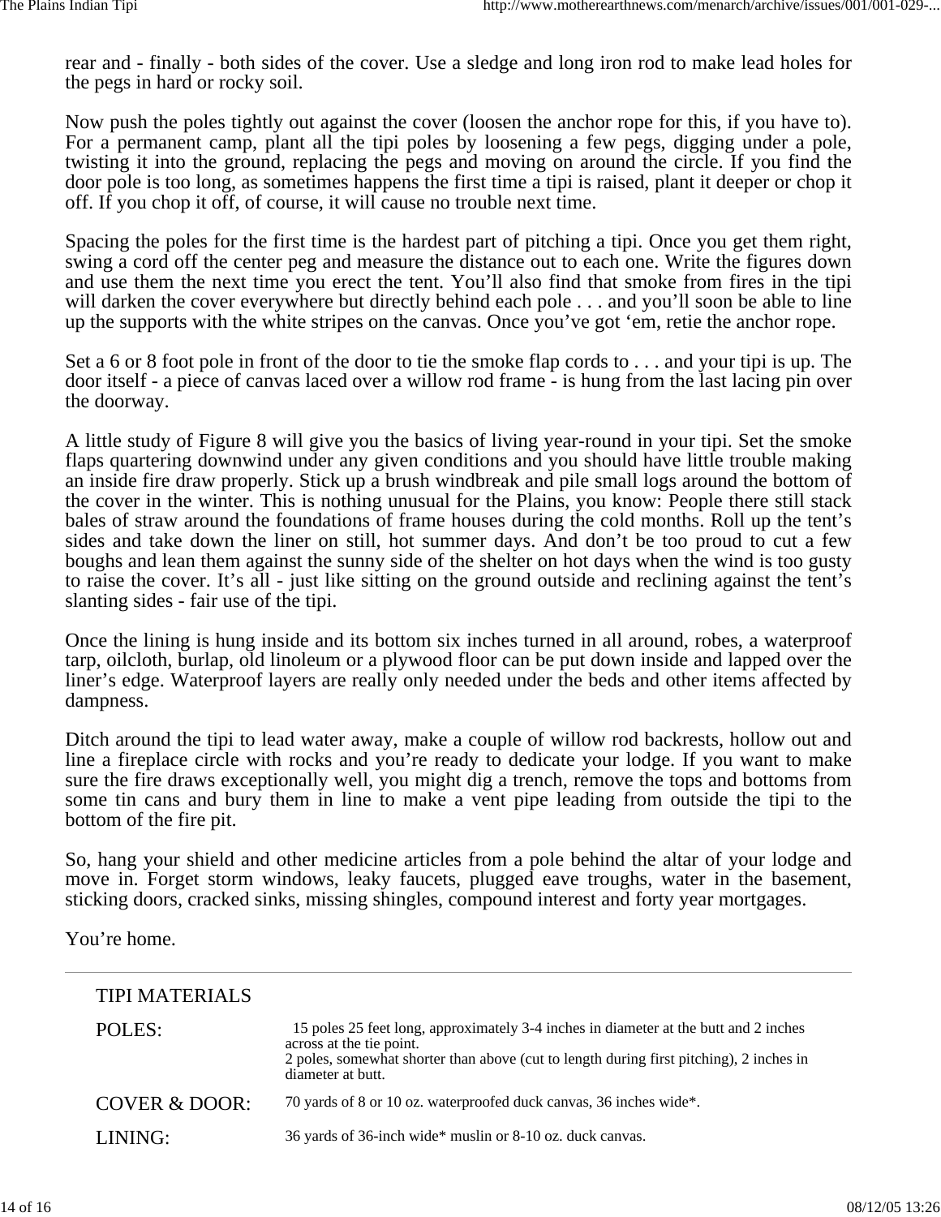rear and - finally - both sides of the cover. Use a sledge and long iron rod to make lead holes for the pegs in hard or rocky soil.

Now push the poles tightly out against the cover (loosen the anchor rope for this, if you have to). For a permanent camp, plant all the tipi poles by loosening a few pegs, digging under a pole, twisting it into the ground, replacing the pegs and moving on around the circle. If you find the door pole is too long, as sometimes happens the first time a tipi is raised, plant it deeper or chop it off. If you chop it off, of course, it will cause no trouble next time.

Spacing the poles for the first time is the hardest part of pitching a tipi. Once you get them right, swing a cord off the center peg and measure the distance out to each one. Write the figures down and use them the next time you erect the tent. You’ll also find that smoke from fires in the tipi will darken the cover everywhere but directly behind each pole . . . and you’ll soon be able to line up the supports with the white stripes on the canvas. Once you’ve got ‘em, retie the anchor rope.

Set a 6 or 8 foot pole in front of the door to tie the smoke flap cords to . . . and your tipi is up. The door itself - a piece of canvas laced over a willow rod frame - is hung from the last lacing pin over the doorway.

A little study of Figure 8 will give you the basics of living year-round in your tipi. Set the smoke flaps quartering downwind under any given conditions and you should have little trouble making an inside fire draw properly. Stick up a brush windbreak and pile small logs around the bottom of the cover in the winter. This is nothing unusual for the Plains, you know: People there still stack bales of straw around the foundations of frame houses during the cold months. Roll up the tent’s sides and take down the liner on still, hot summer days. And don’t be too proud to cut a few boughs and lean them against the sunny side of the shelter on hot days when the wind is too gusty to raise the cover. It’s all - just like sitting on the ground outside and reclining against the tent’s slanting sides - fair use of the tipi.

Once the lining is hung inside and its bottom six inches turned in all around, robes, a waterproof tarp, oilcloth, burlap, old linoleum or a plywood floor can be put down inside and lapped over the liner’s edge. Waterproof layers are really only needed under the beds and other items affected by dampness.

Ditch around the tipi to lead water away, make a couple of willow rod backrests, hollow out and line a fireplace circle with rocks and you’re ready to dedicate your lodge. If you want to make sure the fire draws exceptionally well, you might dig a trench, remove the tops and bottoms from some tin cans and bury them in line to make a vent pipe leading from outside the tipi to the bottom of the fire pit.

So, hang your shield and other medicine articles from a pole behind the altar of your lodge and move in. Forget storm windows, leaky faucets, plugged eave troughs, water in the basement, sticking doors, cracked sinks, missing shingles, compound interest and forty year mortgages.

You’re home.

---

| TIPI MATERIALS | |
|---|---|
| POLES: | 15 poles 25 feet long, approximately 3-4 inches in diameter at the butt and 2 inches across at the tie point.<br>2 poles, somewhat shorter than above (cut to length during first pitching), 2 inches in diameter at butt. |
| COVER & DOOR: | 70 yards of 8 or 10 oz. waterproofed duck canvas, 36 inches wide*. |
| LINING: | 36 yards of 36-inch wide* muslin or 8-10 oz. duck canvas. |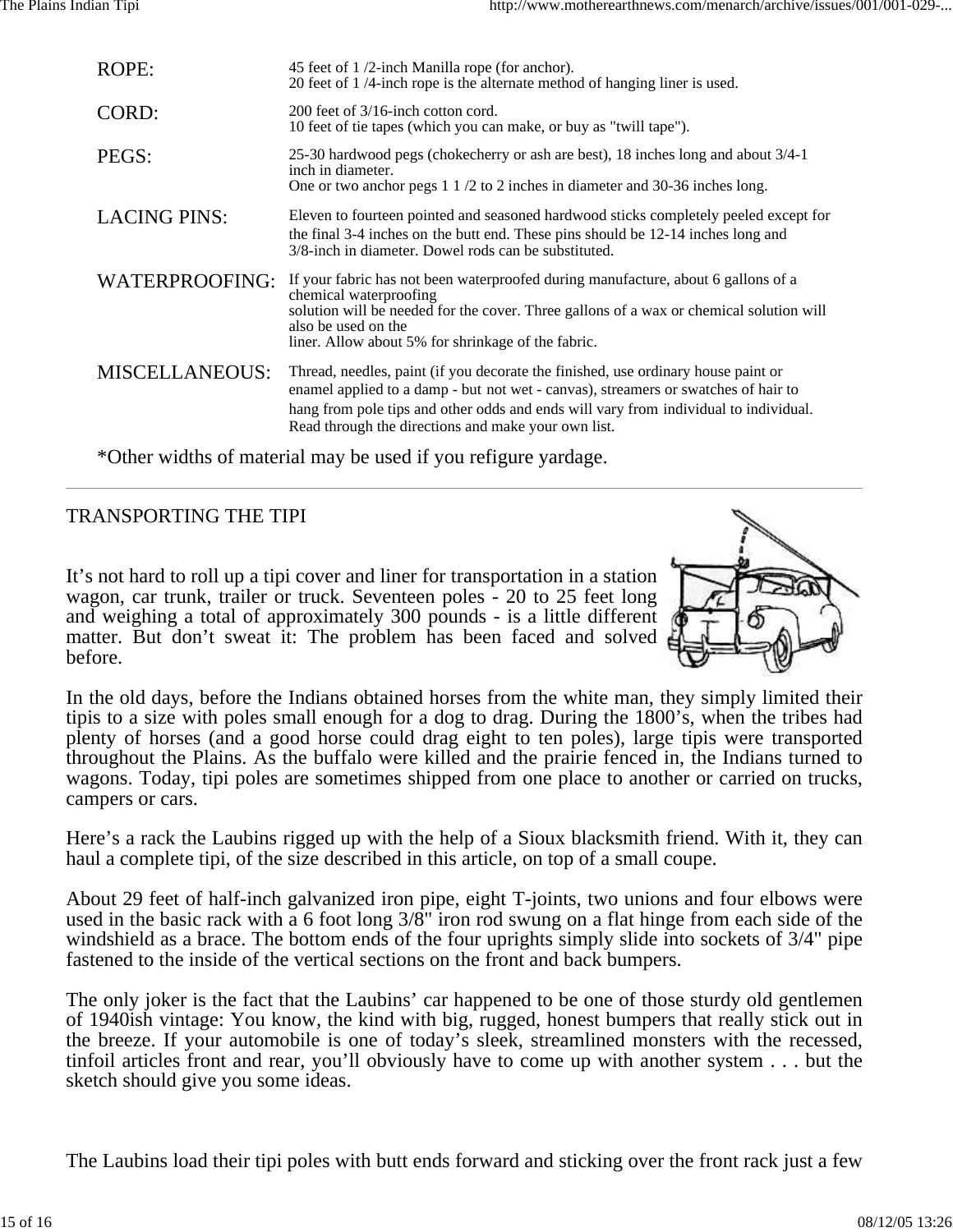| | |
|---|---|
| ROPE: | 45 feet of 1 /2-inch Manilla rope (for anchor).<br>20 feet of 1 /4-inch rope is the alternate method of hanging liner is used. |
| CORD: | 200 feet of 3/16-inch cotton cord.<br>10 feet of tie tapes (which you can make, or buy as "twill tape"). |
| PEGS: | 25-30 hardwood pegs (chokecherry or ash are best), 18 inches long and about 3/4-1 inch in diameter.<br>One or two anchor pegs 1 1 /2 to 2 inches in diameter and 30-36 inches long. |
| LACING PINS: | Eleven to fourteen pointed and seasoned hardwood sticks completely peeled except for the final 3-4 inches on the butt end. These pins should be 12-14 inches long and 3/8-inch in diameter. Dowel rods can be substituted. |
| WATERPROOFING: | If your fabric has not been waterproofed during manufacture, about 6 gallons of a chemical waterproofing solution will be needed for the cover. Three gallons of a wax or chemical solution will also be used on the liner. Allow about 5% for shrinkage of the fabric. |
| MISCELLANEOUS: | Thread, needles, paint (if you decorate the finished, use ordinary house paint or enamel applied to a damp - but not wet - canvas), streamers or swatches of hair to hang from pole tips and other odds and ends will vary from individual to individual. Read through the directions and make your own list. |

*Other widths of material may be used if you refigure yardage.

---

TRANSPORTING THE TIPI

It's not hard to roll up a tipi cover and liner for transportation in a station wagon, car trunk, trailer or truck. Seventeen poles - 20 to 25 feet long and weighing a total of approximately 300 pounds - is a little different matter. But don't sweat it: The problem has been faced and solved before.

In the old days, before the Indians obtained horses from the white man, they simply limited their tipis to a size with poles small enough for a dog to drag. During the 1800's, when the tribes had plenty of horses (and a good horse could drag eight to ten poles), large tipis were transported throughout the Plains. As the buffalo were killed and the prairie fenced in, the Indians turned to wagons. Today, tipi poles are sometimes shipped from one place to another or carried on trucks, campers or cars.

Here's a rack the Laubins rigged up with the help of a Sioux blacksmith friend. With it, they can haul a complete tipi, of the size described in this article, on top of a small coupe.

About 29 feet of half-inch galvanized iron pipe, eight T-joints, two unions and four elbows were used in the basic rack with a 6 foot long 3/8" iron rod swung on a flat hinge from each side of the windshield as a brace. The bottom ends of the four uprights simply slide into sockets of 3/4" pipe fastened to the inside of the vertical sections on the front and back bumpers.

The only joker is the fact that the Laubins' car happened to be one of those sturdy old gentlemen of 1940ish vintage: You know, the kind with big, rugged, honest bumpers that really stick out in the breeze. If your automobile is one of today's sleek, streamlined monsters with the recessed, tinfoil articles front and rear, you'll obviously have to come up with another system . . . but the sketch should give you some ideas.

The Laubins load their tipi poles with butt ends forward and sticking over the front rack just a few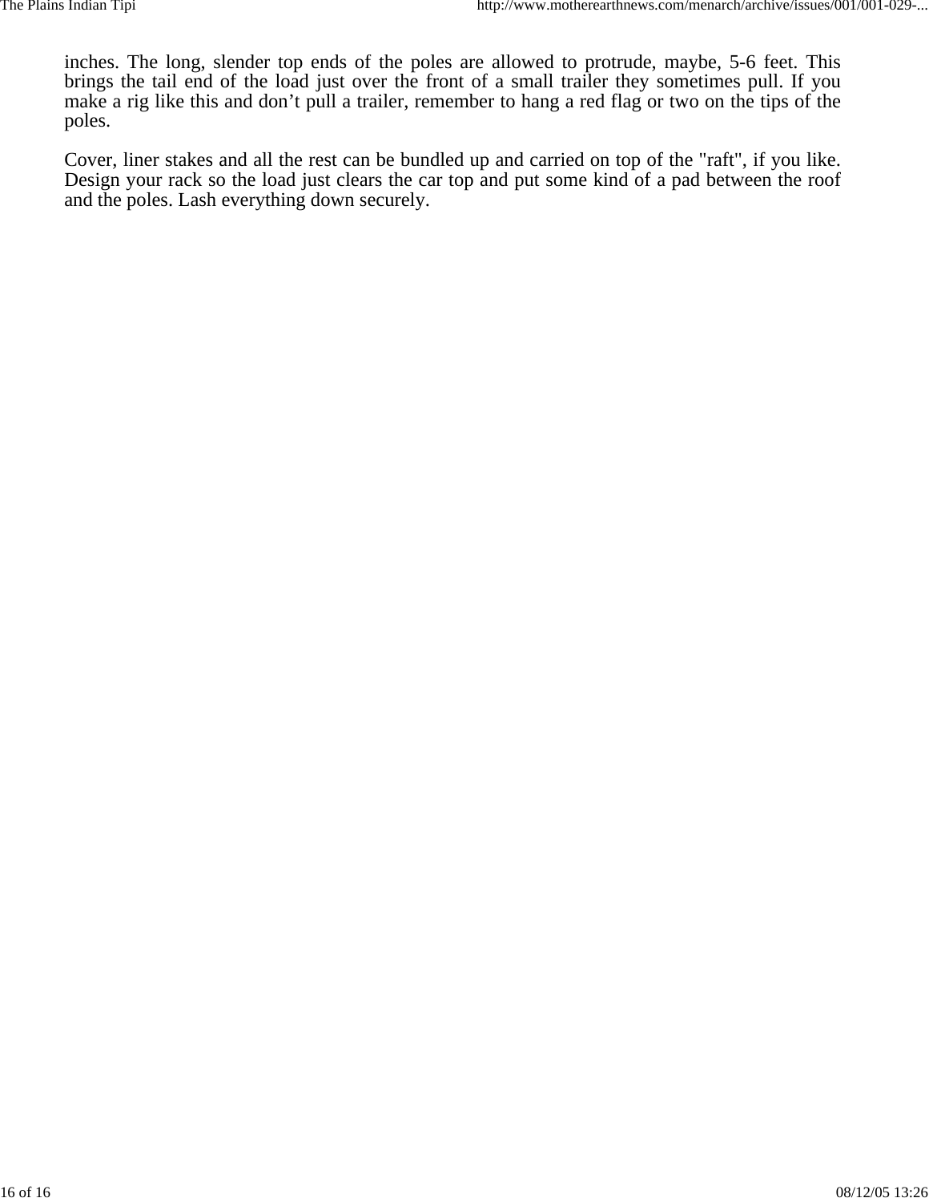inches. The long, slender top ends of the poles are allowed to protrude, maybe, 5-6 feet. This brings the tail end of the load just over the front of a small trailer they sometimes pull. If you make a rig like this and don’t pull a trailer, remember to hang a red flag or two on the tips of the poles.

Cover, liner stakes and all the rest can be bundled up and carried on top of the "raft", if you like. Design your rack so the load just clears the car top and put some kind of a pad between the roof and the poles. Lash everything down securely.